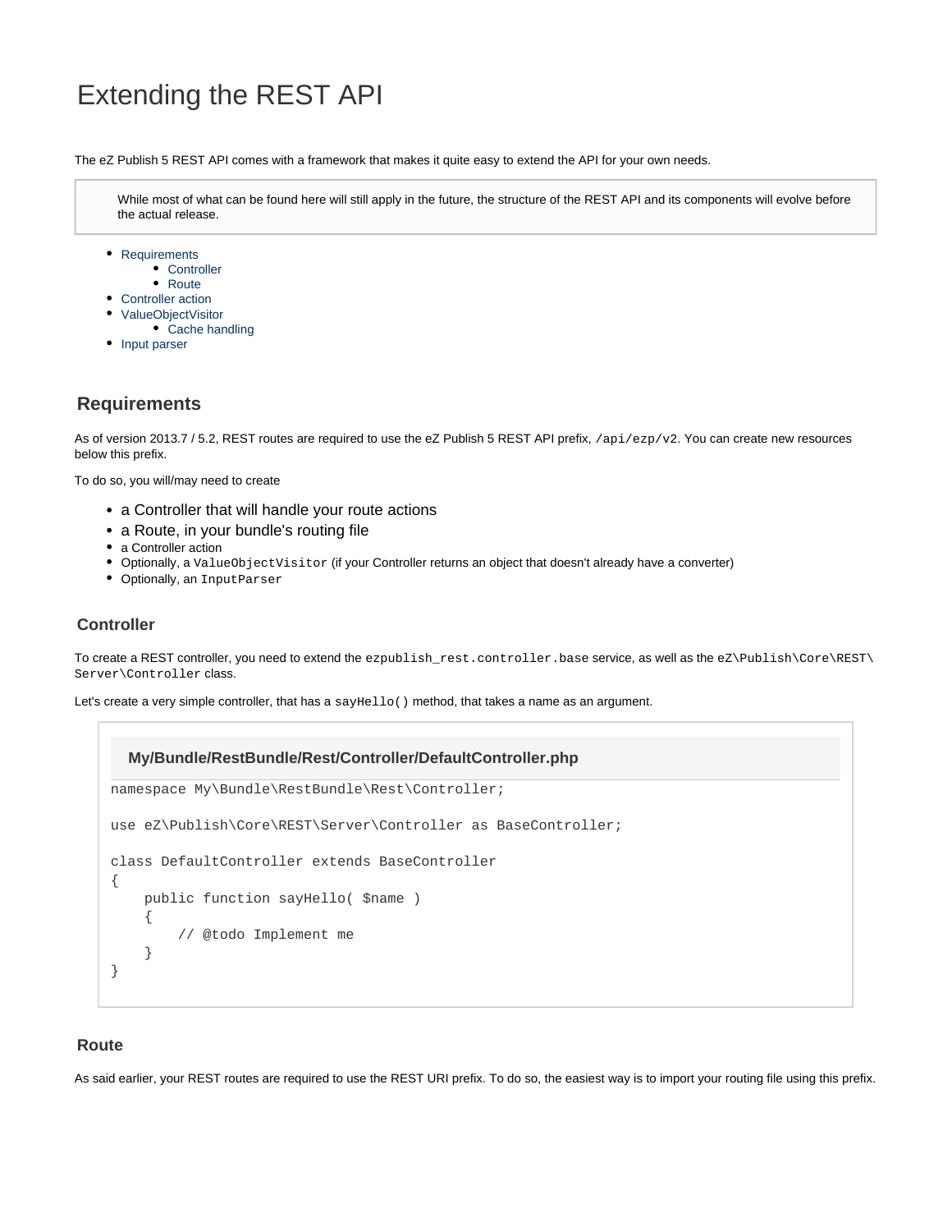# Extending the REST API

The eZ Publish 5 REST API comes with a framework that makes it quite easy to extend the API for your own needs.

> While most of what can be found here will still apply in the future, the structure of the REST API and its components will evolve before the actual release.

- Requirements
  - Controller
  - Route
- Controller action
- ValueObjectVisitor
  - Cache handling
- Input parser

## Requirements

As of version 2013.7 / 5.2, REST routes are required to use the eZ Publish 5 REST API prefix, `/api/ezp/v2`. You can create new resources below this prefix.

To do so, you will/may need to create

- a Controller that will handle your route actions
- a Route, in your bundle's routing file
- a Controller action
- Optionally, a `ValueObjectVisitor` (if your Controller returns an object that doesn't already have a converter)
- Optionally, an `InputParser`

### Controller

To create a REST controller, you need to extend the `ezpublish_rest.controller.base` service, as well as the `eZ\Publish\Core\REST\Server\Controller` class.

Let's create a very simple controller, that has a `sayHello()` method, that takes a name as an argument.

**My/Bundle/RestBundle/Rest/Controller/DefaultController.php**

```
namespace My\Bundle\RestBundle\Rest\Controller;

use eZ\Publish\Core\REST\Server\Controller as BaseController;

class DefaultController extends BaseController
{
    public function sayHello( $name )
    {
        // @todo Implement me
    }
}
```

### Route

As said earlier, your REST routes are required to use the REST URI prefix. To do so, the easiest way is to import your routing file using this prefix.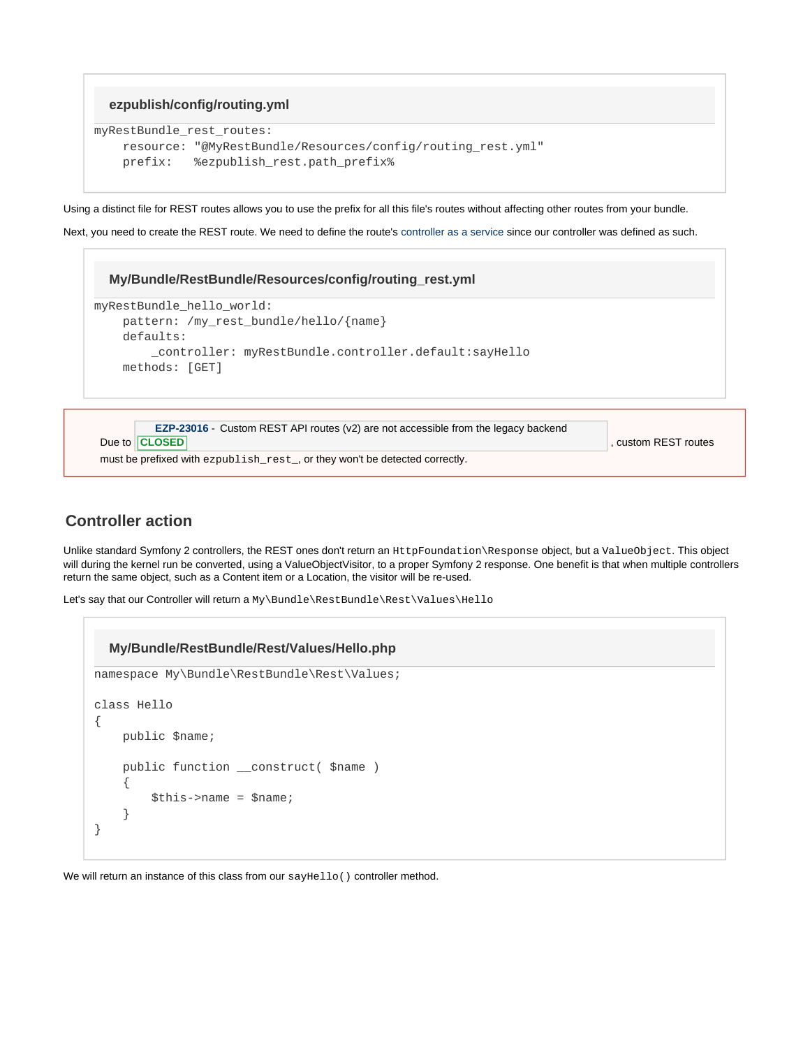**ezpublish/config/routing.yml**

```
myRestBundle_rest_routes:
    resource: "@MyRestBundle/Resources/config/routing_rest.yml"
    prefix:   %ezpublish_rest.path_prefix%
```

Using a distinct file for REST routes allows you to use the prefix for all this file's routes without affecting other routes from your bundle.

Next, you need to create the REST route. We need to define the route's controller as a service since our controller was defined as such.

**My/Bundle/RestBundle/Resources/config/routing_rest.yml**

```
myRestBundle_hello_world:
    pattern: /my_rest_bundle/hello/{name}
    defaults:
        _controller: myRestBundle.controller.default:sayHello
    methods: [GET]
```

> Due to **EZP-23016** - Custom REST API routes (v2) are not accessible from the legacy backend **CLOSED**, custom REST routes must be prefixed with `ezpublish_rest_`, or they won't be detected correctly.

## Controller action

Unlike standard Symfony 2 controllers, the REST ones don't return an `HttpFoundation\Response` object, but a `ValueObject`. This object will during the kernel run be converted, using a ValueObjectVisitor, to a proper Symfony 2 response. One benefit is that when multiple controllers return the same object, such as a Content item or a Location, the visitor will be re-used.

Let's say that our Controller will return a `My\Bundle\RestBundle\Rest\Values\Hello`

**My/Bundle/RestBundle/Rest/Values/Hello.php**

```
namespace My\Bundle\RestBundle\Rest\Values;

class Hello
{
    public $name;

    public function __construct( $name )
    {
        $this->name = $name;
    }
}
```

We will return an instance of this class from our `sayHello()` controller method.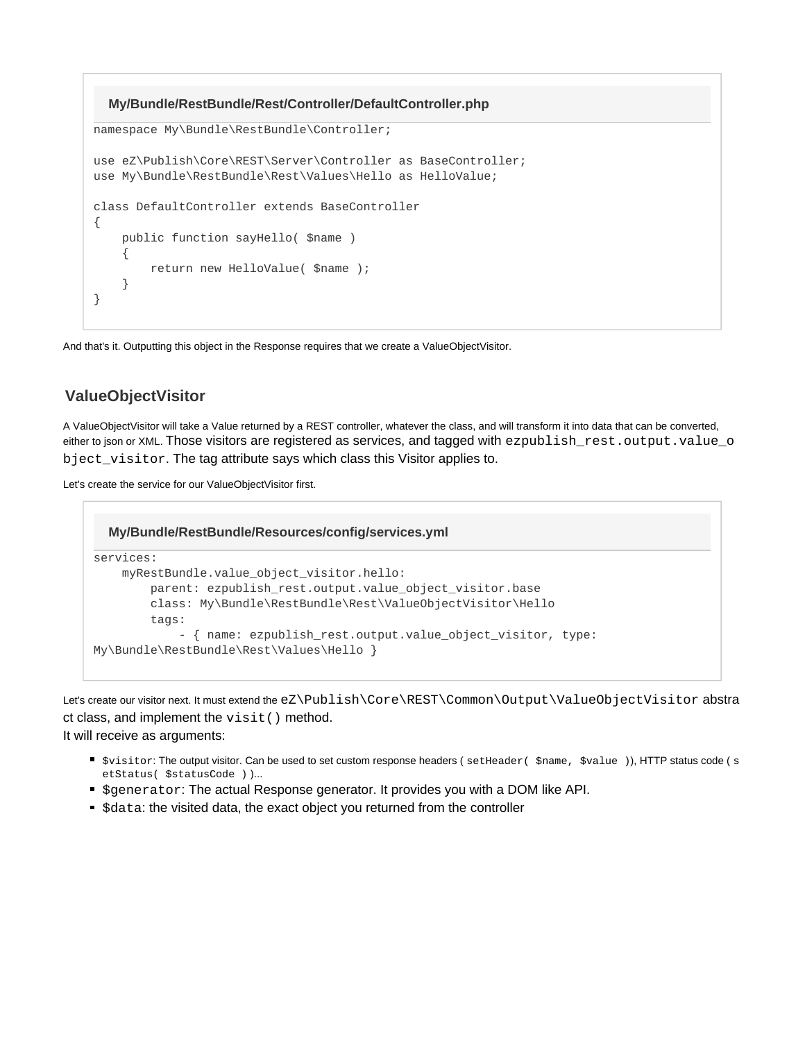**My/Bundle/RestBundle/Rest/Controller/DefaultController.php**

```
namespace My\Bundle\RestBundle\Controller;

use eZ\Publish\Core\REST\Server\Controller as BaseController;
use My\Bundle\RestBundle\Rest\Values\Hello as HelloValue;

class DefaultController extends BaseController
{
    public function sayHello( $name )
    {
        return new HelloValue( $name );
    }
}
```

And that's it. Outputting this object in the Response requires that we create a ValueObjectVisitor.

## ValueObjectVisitor

A ValueObjectVisitor will take a Value returned by a REST controller, whatever the class, and will transform it into data that can be converted, either to json or XML. Those visitors are registered as services, and tagged with `ezpublish_rest.output.value_object_visitor`. The tag attribute says which class this Visitor applies to.

Let's create the service for our ValueObjectVisitor first.

**My/Bundle/RestBundle/Resources/config/services.yml**

```
services:
    myRestBundle.value_object_visitor.hello:
        parent: ezpublish_rest.output.value_object_visitor.base
        class: My\Bundle\RestBundle\Rest\ValueObjectVisitor\Hello
        tags:
            - { name: ezpublish_rest.output.value_object_visitor, type:
My\Bundle\RestBundle\Rest\Values\Hello }
```

Let's create our visitor next. It must extend the `eZ\Publish\Core\REST\Common\Output\ValueObjectVisitor` abstract class, and implement the `visit()` method.
It will receive as arguments:

- `$visitor`: The output visitor. Can be used to set custom response headers ( `setHeader( $name, $value )`), HTTP status code ( `setStatus( $statusCode )` )...
- `$generator`: The actual Response generator. It provides you with a DOM like API.
- `$data`: the visited data, the exact object you returned from the controller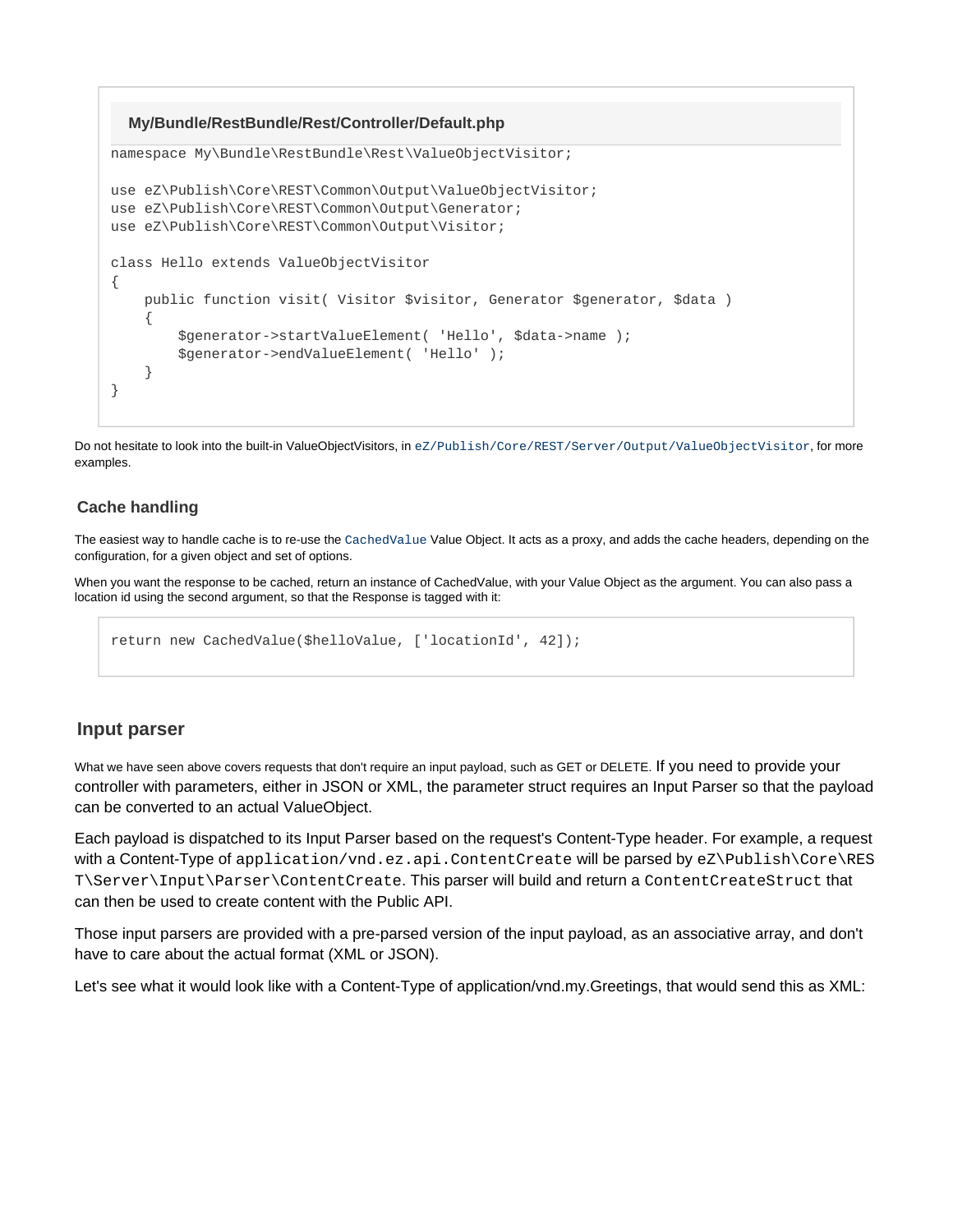**My/Bundle/RestBundle/Rest/Controller/Default.php**

```
namespace My\Bundle\RestBundle\Rest\ValueObjectVisitor;

use eZ\Publish\Core\REST\Common\Output\ValueObjectVisitor;
use eZ\Publish\Core\REST\Common\Output\Generator;
use eZ\Publish\Core\REST\Common\Output\Visitor;

class Hello extends ValueObjectVisitor
{
    public function visit( Visitor $visitor, Generator $generator, $data )
    {
        $generator->startValueElement( 'Hello', $data->name );
        $generator->endValueElement( 'Hello' );
    }
}
```

Do not hesitate to look into the built-in ValueObjectVisitors, in `eZ/Publish/Core/REST/Server/Output/ValueObjectVisitor`, for more examples.

### Cache handling

The easiest way to handle cache is to re-use the `CachedValue` Value Object. It acts as a proxy, and adds the cache headers, depending on the configuration, for a given object and set of options.

When you want the response to be cached, return an instance of CachedValue, with your Value Object as the argument. You can also pass a location id using the second argument, so that the Response is tagged with it:

```
return new CachedValue($helloValue, ['locationId', 42]);
```

## Input parser

What we have seen above covers requests that don't require an input payload, such as GET or DELETE. If you need to provide your controller with parameters, either in JSON or XML, the parameter struct requires an Input Parser so that the payload can be converted to an actual ValueObject.

Each payload is dispatched to its Input Parser based on the request's Content-Type header. For example, a request with a Content-Type of `application/vnd.ez.api.ContentCreate` will be parsed by `eZ\Publish\Core\REST\Server\Input\Parser\ContentCreate`. This parser will build and return a `ContentCreateStruct` that can then be used to create content with the Public API.

Those input parsers are provided with a pre-parsed version of the input payload, as an associative array, and don't have to care about the actual format (XML or JSON).

Let's see what it would look like with a Content-Type of application/vnd.my.Greetings, that would send this as XML: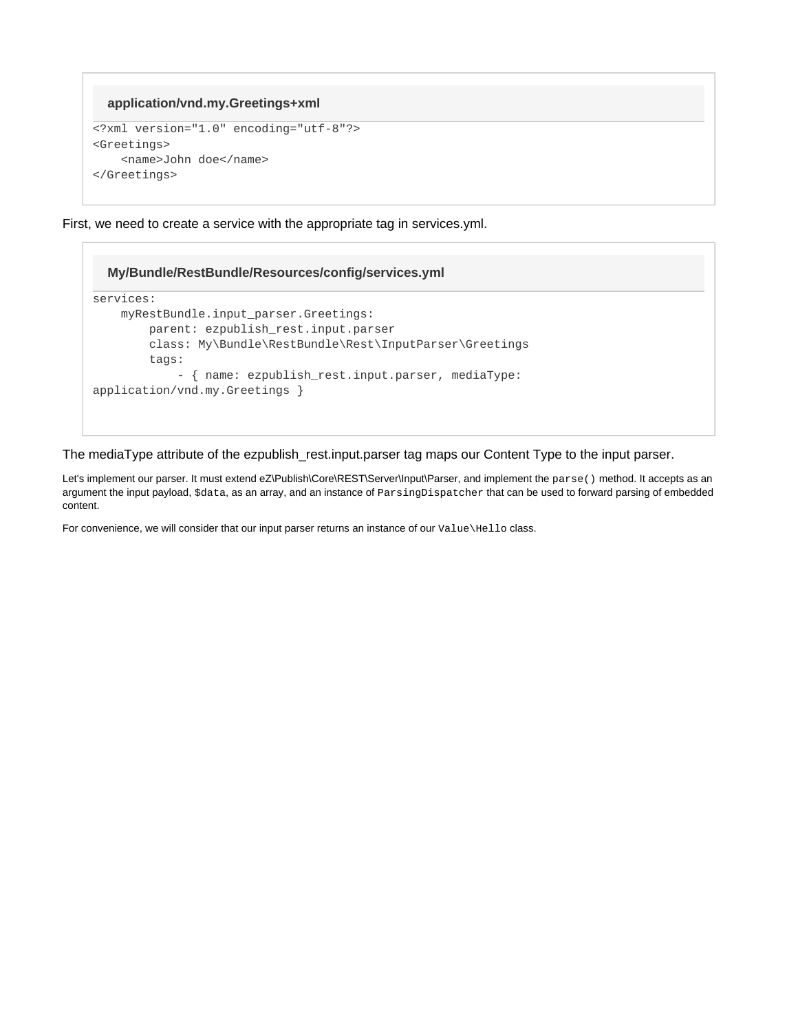**application/vnd.my.Greetings+xml**

```
<?xml version="1.0" encoding="utf-8"?>
<Greetings>
    <name>John doe</name>
</Greetings>
```

First, we need to create a service with the appropriate tag in services.yml.

**My/Bundle/RestBundle/Resources/config/services.yml**

```
services:
    myRestBundle.input_parser.Greetings:
        parent: ezpublish_rest.input.parser
        class: My\Bundle\RestBundle\Rest\InputParser\Greetings
        tags:
            - { name: ezpublish_rest.input.parser, mediaType:
application/vnd.my.Greetings }
```

The mediaType attribute of the ezpublish_rest.input.parser tag maps our Content Type to the input parser.

Let's implement our parser. It must extend eZ\Publish\Core\REST\Server\Input\Parser, and implement the `parse()` method. It accepts as an argument the input payload, `$data`, as an array, and an instance of `ParsingDispatcher` that can be used to forward parsing of embedded content.

For convenience, we will consider that our input parser returns an instance of our `Value\Hello` class.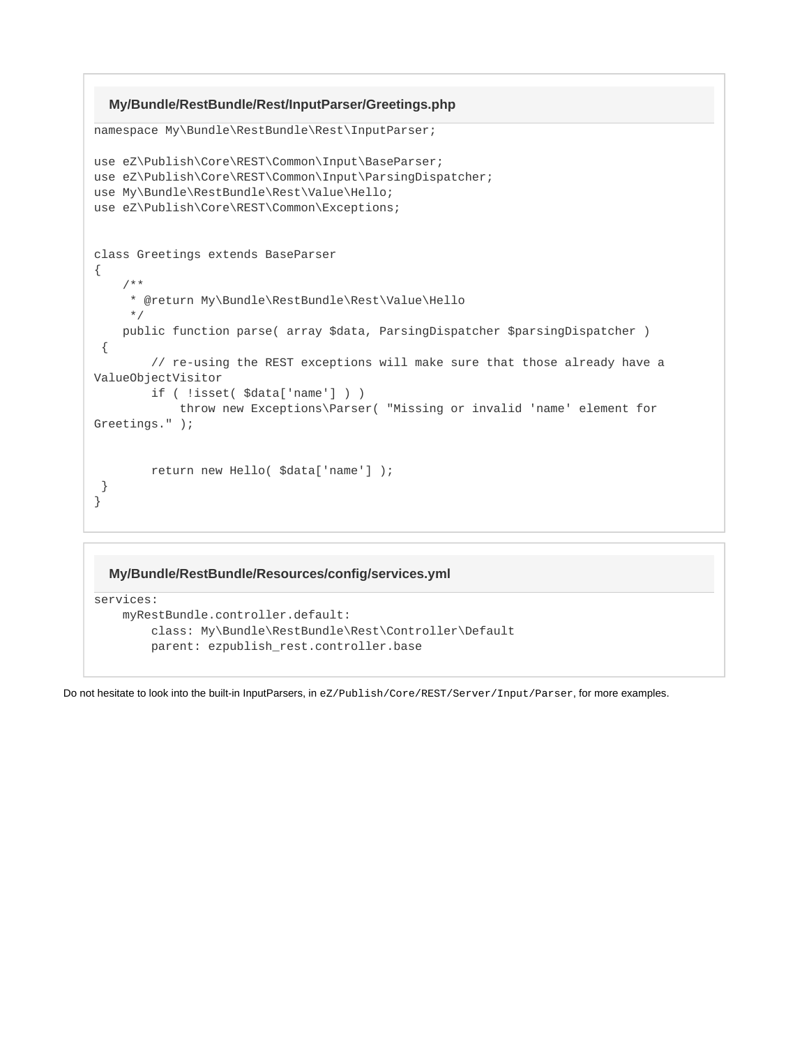**My/Bundle/RestBundle/Rest/InputParser/Greetings.php**

```
namespace My\Bundle\RestBundle\Rest\InputParser;

use eZ\Publish\Core\REST\Common\Input\BaseParser;
use eZ\Publish\Core\REST\Common\Input\ParsingDispatcher;
use My\Bundle\RestBundle\Rest\Value\Hello;
use eZ\Publish\Core\REST\Common\Exceptions;


class Greetings extends BaseParser
{
    /**
     * @return My\Bundle\RestBundle\Rest\Value\Hello
     */
    public function parse( array $data, ParsingDispatcher $parsingDispatcher )
 {
        // re-using the REST exceptions will make sure that those already have a
ValueObjectVisitor
        if ( !isset( $data['name'] ) )
            throw new Exceptions\Parser( "Missing or invalid 'name' element for
Greetings." );


        return new Hello( $data['name'] );
 }
}
```

**My/Bundle/RestBundle/Resources/config/services.yml**

```
services:
    myRestBundle.controller.default:
        class: My\Bundle\RestBundle\Rest\Controller\Default
        parent: ezpublish_rest.controller.base
```

Do not hesitate to look into the built-in InputParsers, in `eZ/Publish/Core/REST/Server/Input/Parser`, for more examples.